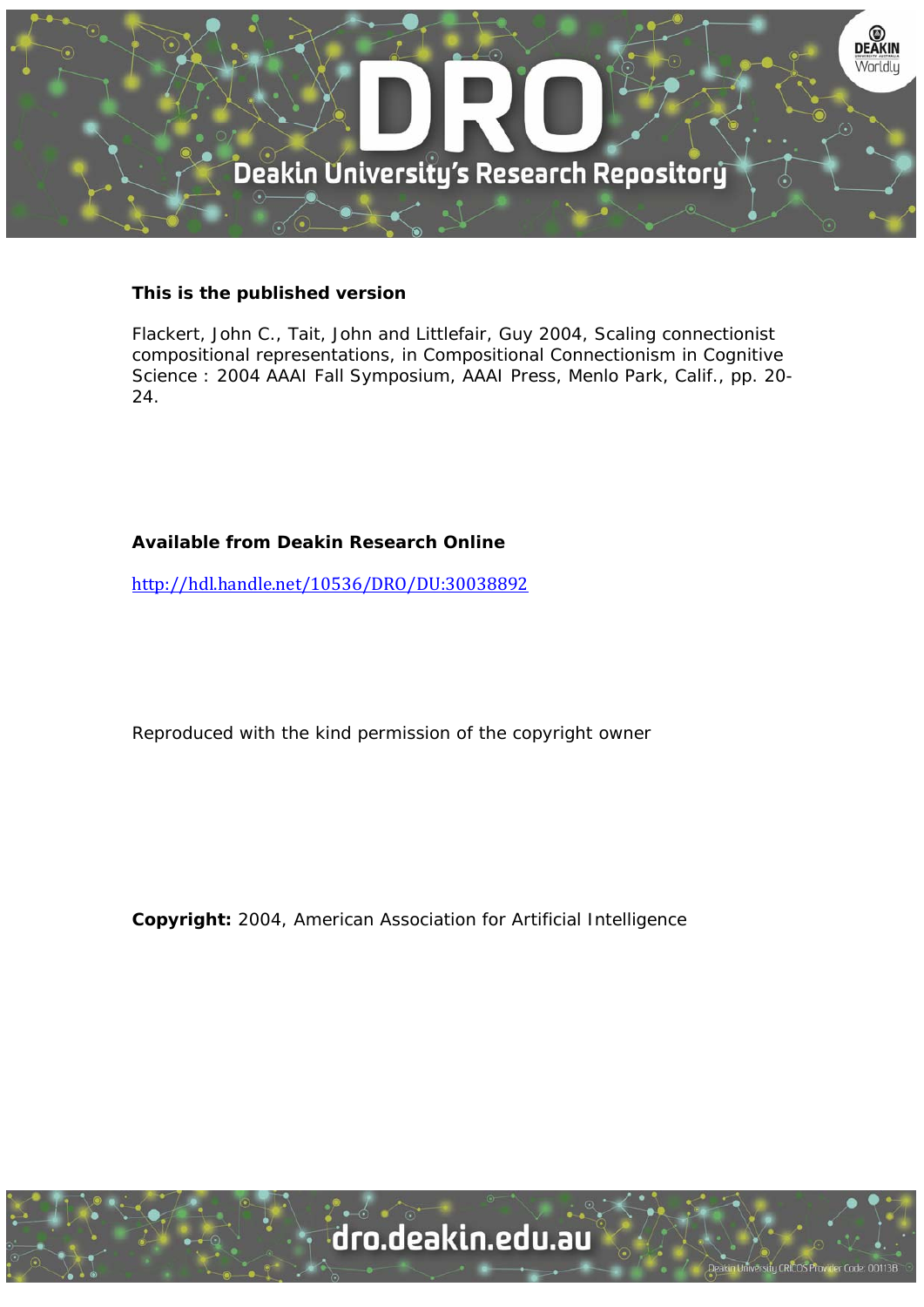DRO

Deakin University's Research Repository

**This is the published version**

Flackert, John C., Tait, John and Littlefair, Guy 2004, Scaling connectionist compositional representations, in Compositional Connectionism in Cognitive Science : 2004 AAAI Fall Symposium, AAAI Press, Menlo Park, Calif., pp. 20-24.

**Available from Deakin Research Online**

http://hdl.handle.net/10536/DRO/DU:30038892

Reproduced with the kind permission of the copyright owner

**Copyright:** 2004, American Association for Artificial Intelligence

dro.deakin.edu.au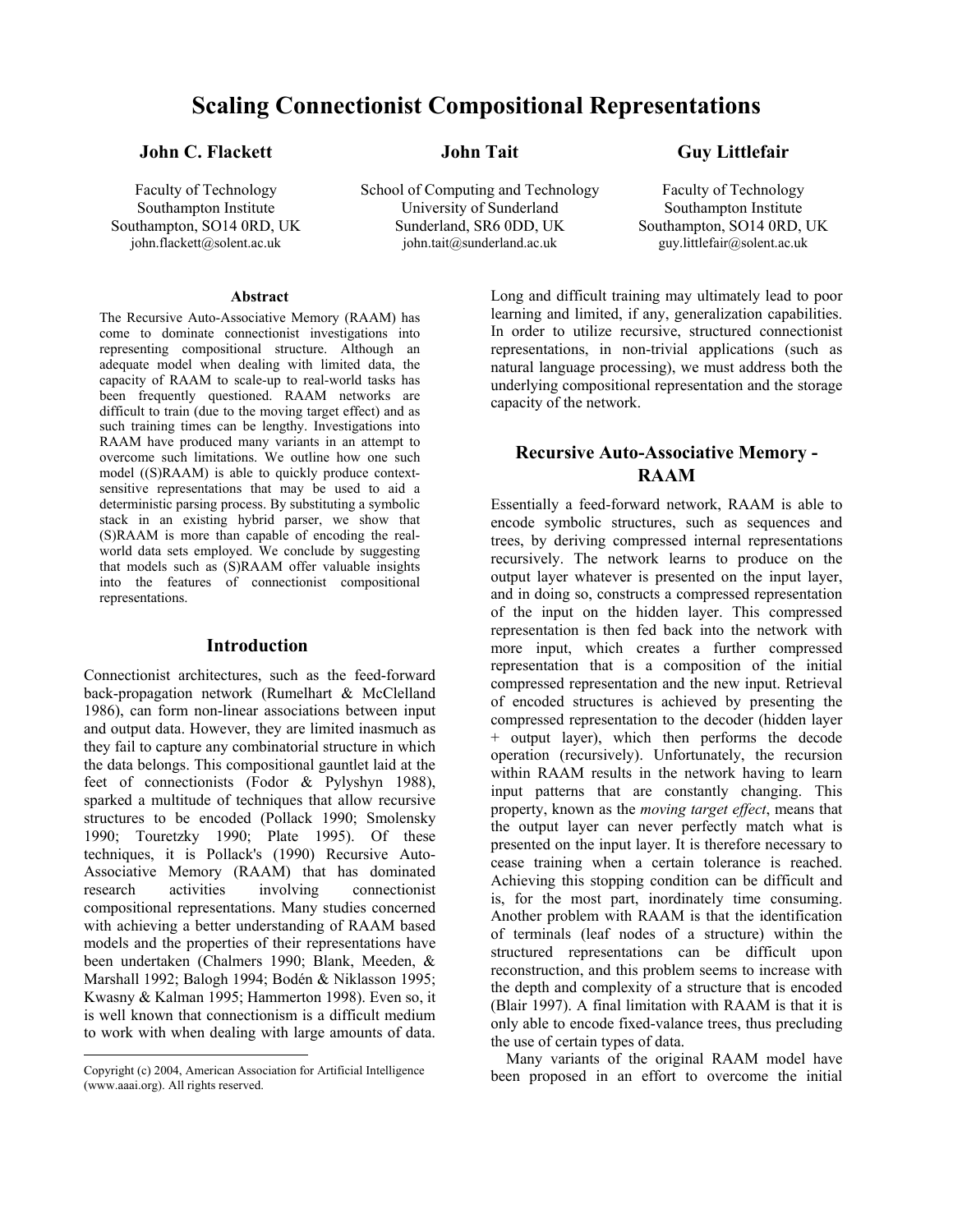# Scaling Connectionist Compositional Representations

**John C. Flackett**

Faculty of Technology
Southampton Institute
Southampton, SO14 0RD, UK
john.flackett@solent.ac.uk

**John Tait**

School of Computing and Technology
University of Sunderland
Sunderland, SR6 0DD, UK
john.tait@sunderland.ac.uk

**Guy Littlefair**

Faculty of Technology
Southampton Institute
Southampton, SO14 0RD, UK
guy.littlefair@solent.ac.uk

### Abstract

The Recursive Auto-Associative Memory (RAAM) has come to dominate connectionist investigations into representing compositional structure. Although an adequate model when dealing with limited data, the capacity of RAAM to scale-up to real-world tasks has been frequently questioned. RAAM networks are difficult to train (due to the moving target effect) and as such training times can be lengthy. Investigations into RAAM have produced many variants in an attempt to overcome such limitations. We outline how one such model ((S)RAAM) is able to quickly produce context-sensitive representations that may be used to aid a deterministic parsing process. By substituting a symbolic stack in an existing hybrid parser, we show that (S)RAAM is more than capable of encoding the real-world data sets employed. We conclude by suggesting that models such as (S)RAAM offer valuable insights into the features of connectionist compositional representations.

## Introduction

Connectionist architectures, such as the feed-forward back-propagation network (Rumelhart & McClelland 1986), can form non-linear associations between input and output data. However, they are limited inasmuch as they fail to capture any combinatorial structure in which the data belongs. This compositional gauntlet laid at the feet of connectionists (Fodor & Pylyshyn 1988), sparked a multitude of techniques that allow recursive structures to be encoded (Pollack 1990; Smolensky 1990; Touretzky 1990; Plate 1995). Of these techniques, it is Pollack's (1990) Recursive Auto-Associative Memory (RAAM) that has dominated research activities involving connectionist compositional representations. Many studies concerned with achieving a better understanding of RAAM based models and the properties of their representations have been undertaken (Chalmers 1990; Blank, Meeden, & Marshall 1992; Balogh 1994; Bodén & Niklasson 1995; Kwasny & Kalman 1995; Hammerton 1998). Even so, it is well known that connectionism is a difficult medium to work with when dealing with large amounts of data. Long and difficult training may ultimately lead to poor learning and limited, if any, generalization capabilities. In order to utilize recursive, structured connectionist representations, in non-trivial applications (such as natural language processing), we must address both the underlying compositional representation and the storage capacity of the network.

Copyright (c) 2004, American Association for Artificial Intelligence (www.aaai.org). All rights reserved.

## Recursive Auto-Associative Memory - RAAM

Essentially a feed-forward network, RAAM is able to encode symbolic structures, such as sequences and trees, by deriving compressed internal representations recursively. The network learns to produce on the output layer whatever is presented on the input layer, and in doing so, constructs a compressed representation of the input on the hidden layer. This compressed representation is then fed back into the network with more input, which creates a further compressed representation that is a composition of the initial compressed representation and the new input. Retrieval of encoded structures is achieved by presenting the compressed representation to the decoder (hidden layer + output layer), which then performs the decode operation (recursively). Unfortunately, the recursion within RAAM results in the network having to learn input patterns that are constantly changing. This property, known as the *moving target effect*, means that the output layer can never perfectly match what is presented on the input layer. It is therefore necessary to cease training when a certain tolerance is reached. Achieving this stopping condition can be difficult and is, for the most part, inordinately time consuming. Another problem with RAAM is that the identification of terminals (leaf nodes of a structure) within the structured representations can be difficult upon reconstruction, and this problem seems to increase with the depth and complexity of a structure that is encoded (Blair 1997). A final limitation with RAAM is that it is only able to encode fixed-valance trees, thus precluding the use of certain types of data.

Many variants of the original RAAM model have been proposed in an effort to overcome the initial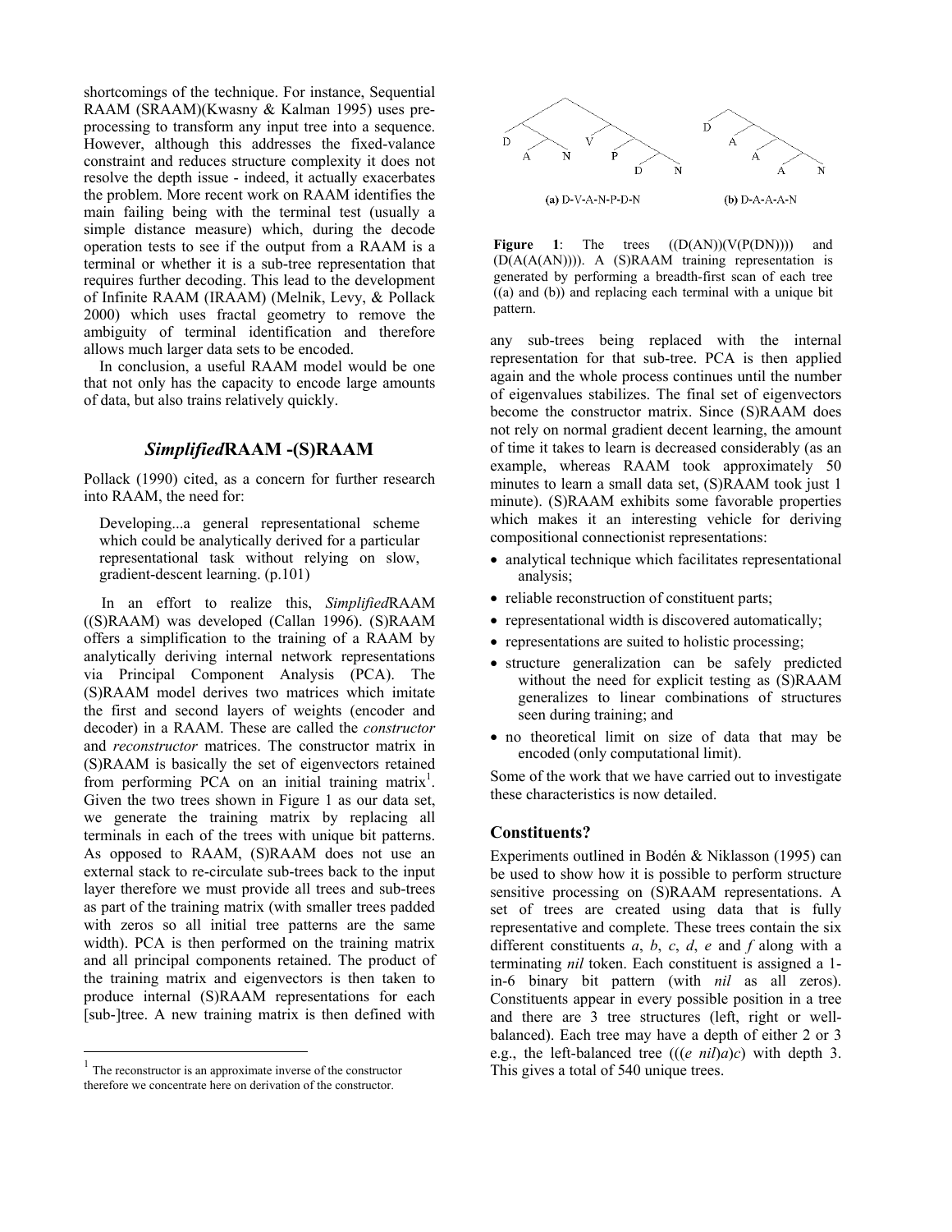shortcomings of the technique. For instance, Sequential RAAM (SRAAM)(Kwasny & Kalman 1995) uses pre-processing to transform any input tree into a sequence. However, although this addresses the fixed-valance constraint and reduces structure complexity it does not resolve the depth issue - indeed, it actually exacerbates the problem. More recent work on RAAM identifies the main failing being with the terminal test (usually a simple distance measure) which, during the decode operation tests to see if the output from a RAAM is a terminal or whether it is a sub-tree representation that requires further decoding. This lead to the development of Infinite RAAM (IRAAM) (Melnik, Levy, & Pollack 2000) which uses fractal geometry to remove the ambiguity of terminal identification and therefore allows much larger data sets to be encoded.

In conclusion, a useful RAAM model would be one that not only has the capacity to encode large amounts of data, but also trains relatively quickly.

## *Simplified*RAAM -(S)RAAM

Pollack (1990) cited, as a concern for further research into RAAM, the need for:

> Developing...a general representational scheme which could be analytically derived for a particular representational task without relying on slow, gradient-descent learning. (p.101)

In an effort to realize this, *Simplified*RAAM ((S)RAAM) was developed (Callan 1996). (S)RAAM offers a simplification to the training of a RAAM by analytically deriving internal network representations via Principal Component Analysis (PCA). The (S)RAAM model derives two matrices which imitate the first and second layers of weights (encoder and decoder) in a RAAM. These are called the *constructor* and *reconstructor* matrices. The constructor matrix in (S)RAAM is basically the set of eigenvectors retained from performing PCA on an initial training matrix[1]. Given the two trees shown in Figure 1 as our data set, we generate the training matrix by replacing all terminals in each of the trees with unique bit patterns. As opposed to RAAM, (S)RAAM does not use an external stack to re-circulate sub-trees back to the input layer therefore we must provide all trees and sub-trees as part of the training matrix (with smaller trees padded with zeros so all initial tree patterns are the same width). PCA is then performed on the training matrix and all principal components retained. The product of the training matrix and eigenvectors is then taken to produce internal (S)RAAM representations for each [sub-]tree. A new training matrix is then defined with any sub-trees being replaced with the internal representation for that sub-tree. PCA is then applied again and the whole process continues until the number of eigenvalues stabilizes. The final set of eigenvectors become the constructor matrix. Since (S)RAAM does not rely on normal gradient decent learning, the amount of time it takes to learn is decreased considerably (as an example, whereas RAAM took approximately 50 minutes to learn a small data set, (S)RAAM took just 1 minute). (S)RAAM exhibits some favorable properties which makes it an interesting vehicle for deriving compositional connectionist representations:

[1] The reconstructor is an approximate inverse of the constructor therefore we concentrate here on derivation of the constructor.

(a) D-V-A-N-P-D-N

(b) D-A-A-A-N

**Figure 1**: The trees ((D(AN))(V(P(DN)))) and (D(A(A(AN)))). A (S)RAAM training representation is generated by performing a breadth-first scan of each tree ((a) and (b)) and replacing each terminal with a unique bit pattern.

- analytical technique which facilitates representational analysis;
- reliable reconstruction of constituent parts;
- representational width is discovered automatically;
- representations are suited to holistic processing;
- structure generalization can be safely predicted without the need for explicit testing as (S)RAAM generalizes to linear combinations of structures seen during training; and
- no theoretical limit on size of data that may be encoded (only computational limit).

Some of the work that we have carried out to investigate these characteristics is now detailed.

### Constituents?

Experiments outlined in Bodén & Niklasson (1995) can be used to show how it is possible to perform structure sensitive processing on (S)RAAM representations. A set of trees are created using data that is fully representative and complete. These trees contain the six different constituents *a*, *b*, *c*, *d*, *e* and *f* along with a terminating *nil* token. Each constituent is assigned a 1-in-6 binary bit pattern (with *nil* as all zeros). Constituents appear in every possible position in a tree and there are 3 tree structures (left, right or well-balanced). Each tree may have a depth of either 2 or 3 e.g., the left-balanced tree (((*e nil*)*a*)*c*) with depth 3. This gives a total of 540 unique trees.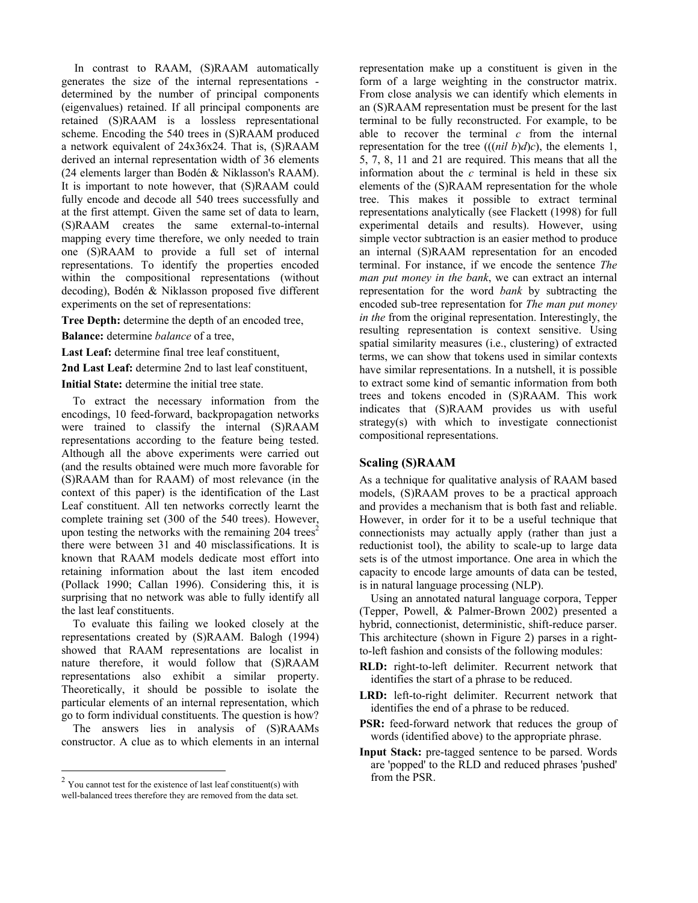In contrast to RAAM, (S)RAAM automatically generates the size of the internal representations - determined by the number of principal components (eigenvalues) retained. If all principal components are retained (S)RAAM is a lossless representational scheme. Encoding the 540 trees in (S)RAAM produced a network equivalent of 24x36x24. That is, (S)RAAM derived an internal representation width of 36 elements (24 elements larger than Bodén & Niklasson's RAAM). It is important to note however, that (S)RAAM could fully encode and decode all 540 trees successfully and at the first attempt. Given the same set of data to learn, (S)RAAM creates the same external-to-internal mapping every time therefore, we only needed to train one (S)RAAM to provide a full set of internal representations. To identify the properties encoded within the compositional representations (without decoding), Bodén & Niklasson proposed five different experiments on the set of representations:

**Tree Depth:** determine the depth of an encoded tree,

**Balance:** determine *balance* of a tree,

**Last Leaf:** determine final tree leaf constituent,

**2nd Last Leaf:** determine 2nd to last leaf constituent,

**Initial State:** determine the initial tree state.

To extract the necessary information from the encodings, 10 feed-forward, backpropagation networks were trained to classify the internal (S)RAAM representations according to the feature being tested. Although all the above experiments were carried out (and the results obtained were much more favorable for (S)RAAM than for RAAM) of most relevance (in the context of this paper) is the identification of the Last Leaf constituent. All ten networks correctly learnt the complete training set (300 of the 540 trees). However, upon testing the networks with the remaining 204 trees[2] there were between 31 and 40 misclassifications. It is known that RAAM models dedicate most effort into retaining information about the last item encoded (Pollack 1990; Callan 1996). Considering this, it is surprising that no network was able to fully identify all the last leaf constituents.

To evaluate this failing we looked closely at the representations created by (S)RAAM. Balogh (1994) showed that RAAM representations are localist in nature therefore, it would follow that (S)RAAM representations also exhibit a similar property. Theoretically, it should be possible to isolate the particular elements of an internal representation, which go to form individual constituents. The question is how?

The answers lies in analysis of (S)RAAMs constructor. A clue as to which elements in an internal representation make up a constituent is given in the form of a large weighting in the constructor matrix. From close analysis we can identify which elements in an (S)RAAM representation must be present for the last terminal to be fully reconstructed. For example, to be able to recover the terminal *c* from the internal representation for the tree (((*nil b*)*d*)*c*), the elements 1, 5, 7, 8, 11 and 21 are required. This means that all the information about the *c* terminal is held in these six elements of the (S)RAAM representation for the whole tree. This makes it possible to extract terminal representations analytically (see Flackett (1998) for full experimental details and results). However, using simple vector subtraction is an easier method to produce an internal (S)RAAM representation for an encoded terminal. For instance, if we encode the sentence *The man put money in the bank*, we can extract an internal representation for the word *bank* by subtracting the encoded sub-tree representation for *The man put money in the* from the original representation. Interestingly, the resulting representation is context sensitive. Using spatial similarity measures (i.e., clustering) of extracted terms, we can show that tokens used in similar contexts have similar representations. In a nutshell, it is possible to extract some kind of semantic information from both trees and tokens encoded in (S)RAAM. This work indicates that (S)RAAM provides us with useful strategy(s) with which to investigate connectionist compositional representations.

## Scaling (S)RAAM

As a technique for qualitative analysis of RAAM based models, (S)RAAM proves to be a practical approach and provides a mechanism that is both fast and reliable. However, in order for it to be a useful technique that connectionists may actually apply (rather than just a reductionist tool), the ability to scale-up to large data sets is of the utmost importance. One area in which the capacity to encode large amounts of data can be tested, is in natural language processing (NLP).

Using an annotated natural language corpora, Tepper (Tepper, Powell, & Palmer-Brown 2002) presented a hybrid, connectionist, deterministic, shift-reduce parser. This architecture (shown in Figure 2) parses in a right-to-left fashion and consists of the following modules:

- **RLD:** right-to-left delimiter. Recurrent network that identifies the start of a phrase to be reduced.
- **LRD:** left-to-right delimiter. Recurrent network that identifies the end of a phrase to be reduced.
- **PSR:** feed-forward network that reduces the group of words (identified above) to the appropriate phrase.
- **Input Stack:** pre-tagged sentence to be parsed. Words are 'popped' to the RLD and reduced phrases 'pushed' from the PSR.

[2] You cannot test for the existence of last leaf constituent(s) with well-balanced trees therefore they are removed from the data set.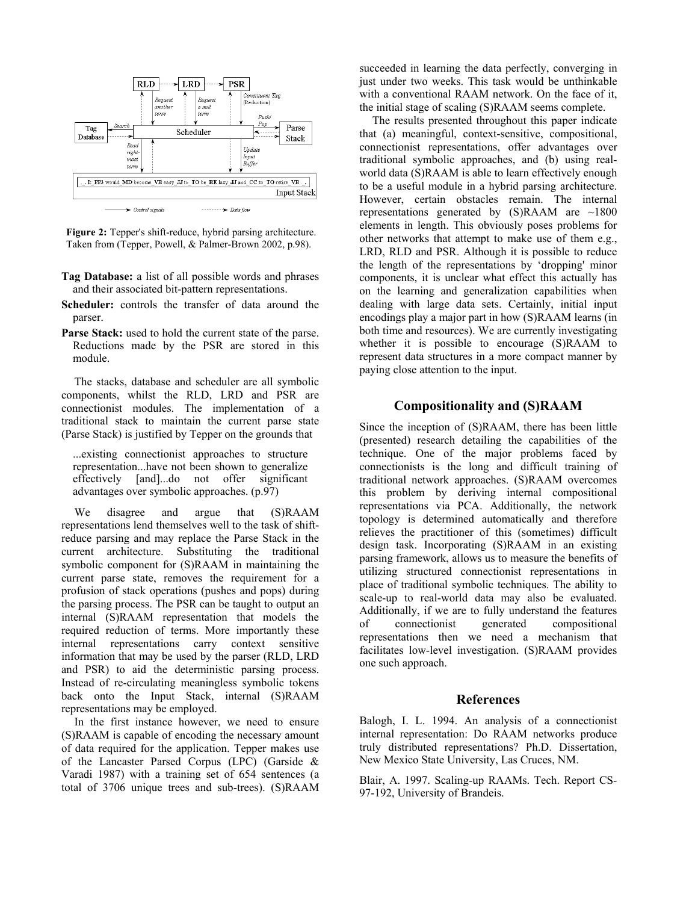**Figure 2:** Tepper's shift-reduce, hybrid parsing architecture. Taken from (Tepper, Powell, & Palmer-Brown 2002, p.98).

**Tag Database:** a list of all possible words and phrases and their associated bit-pattern representations.

**Scheduler:** controls the transfer of data around the parser.

**Parse Stack:** used to hold the current state of the parse. Reductions made by the PSR are stored in this module.

The stacks, database and scheduler are all symbolic components, whilst the RLD, LRD and PSR are connectionist modules. The implementation of a traditional stack to maintain the current parse state (Parse Stack) is justified by Tepper on the grounds that

> ...existing connectionist approaches to structure representation...have not been shown to generalize effectively [and]...do not offer significant advantages over symbolic approaches. (p.97)

We disagree and argue that (S)RAAM representations lend themselves well to the task of shift-reduce parsing and may replace the Parse Stack in the current architecture. Substituting the traditional symbolic component for (S)RAAM in maintaining the current parse state, removes the requirement for a profusion of stack operations (pushes and pops) during the parsing process. The PSR can be taught to output an internal (S)RAAM representation that models the required reduction of terms. More importantly these internal representations carry context sensitive information that may be used by the parser (RLD, LRD and PSR) to aid the deterministic parsing process. Instead of re-circulating meaningless symbolic tokens back onto the Input Stack, internal (S)RAAM representations may be employed.

In the first instance however, we need to ensure (S)RAAM is capable of encoding the necessary amount of data required for the application. Tepper makes use of the Lancaster Parsed Corpus (LPC) (Garside & Varadi 1987) with a training set of 654 sentences (a total of 3706 unique trees and sub-trees). (S)RAAM succeeded in learning the data perfectly, converging in just under two weeks. This task would be unthinkable with a conventional RAAM network. On the face of it, the initial stage of scaling (S)RAAM seems complete.

The results presented throughout this paper indicate that (a) meaningful, context-sensitive, compositional, connectionist representations, offer advantages over traditional symbolic approaches, and (b) using real-world data (S)RAAM is able to learn effectively enough to be a useful module in a hybrid parsing architecture. However, certain obstacles remain. The internal representations generated by (S)RAAM are ~1800 elements in length. This obviously poses problems for other networks that attempt to make use of them e.g., LRD, RLD and PSR. Although it is possible to reduce the length of the representations by 'dropping' minor components, it is unclear what effect this actually has on the learning and generalization capabilities when dealing with large data sets. Certainly, initial input encodings play a major part in how (S)RAAM learns (in both time and resources). We are currently investigating whether it is possible to encourage (S)RAAM to represent data structures in a more compact manner by paying close attention to the input.

## Compositionality and (S)RAAM

Since the inception of (S)RAAM, there has been little (presented) research detailing the capabilities of the technique. One of the major problems faced by connectionists is the long and difficult training of traditional network approaches. (S)RAAM overcomes this problem by deriving internal compositional representations via PCA. Additionally, the network topology is determined automatically and therefore relieves the practitioner of this (sometimes) difficult design task. Incorporating (S)RAAM in an existing parsing framework, allows us to measure the benefits of utilizing structured connectionist representations in place of traditional symbolic techniques. The ability to scale-up to real-world data may also be evaluated. Additionally, if we are to fully understand the features of connectionist generated compositional representations then we need a mechanism that facilitates low-level investigation. (S)RAAM provides one such approach.

## References

Balogh, I. L. 1994. An analysis of a connectionist internal representation: Do RAAM networks produce truly distributed representations? Ph.D. Dissertation, New Mexico State University, Las Cruces, NM.

Blair, A. 1997. Scaling-up RAAMs. Tech. Report CS-97-192, University of Brandeis.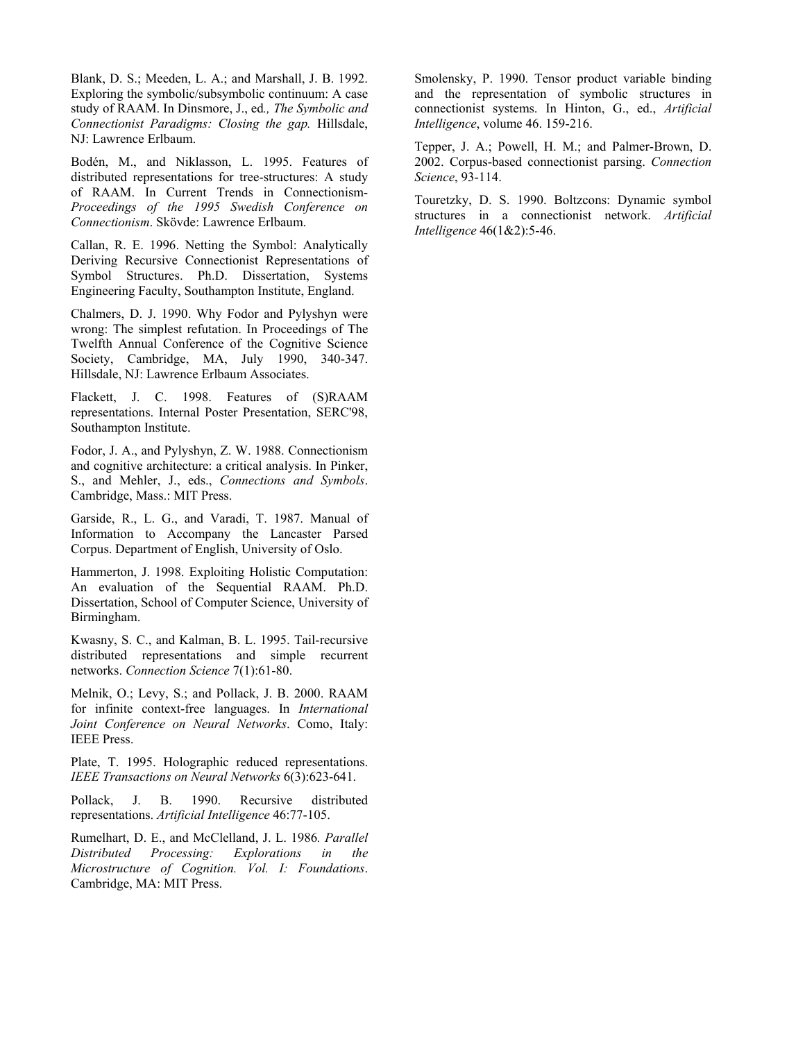Blank, D. S.; Meeden, L. A.; and Marshall, J. B. 1992. Exploring the symbolic/subsymbolic continuum: A case study of RAAM. In Dinsmore, J., ed., *The Symbolic and Connectionist Paradigms: Closing the gap.* Hillsdale, NJ: Lawrence Erlbaum.

Bodén, M., and Niklasson, L. 1995. Features of distributed representations for tree-structures: A study of RAAM. In Current Trends in Connectionism-*Proceedings of the 1995 Swedish Conference on Connectionism*. Skövde: Lawrence Erlbaum.

Callan, R. E. 1996. Netting the Symbol: Analytically Deriving Recursive Connectionist Representations of Symbol Structures. Ph.D. Dissertation, Systems Engineering Faculty, Southampton Institute, England.

Chalmers, D. J. 1990. Why Fodor and Pylyshyn were wrong: The simplest refutation. In Proceedings of The Twelfth Annual Conference of the Cognitive Science Society, Cambridge, MA, July 1990, 340-347. Hillsdale, NJ: Lawrence Erlbaum Associates.

Flackett, J. C. 1998. Features of (S)RAAM representations. Internal Poster Presentation, SERC'98, Southampton Institute.

Fodor, J. A., and Pylyshyn, Z. W. 1988. Connectionism and cognitive architecture: a critical analysis. In Pinker, S., and Mehler, J., eds., *Connections and Symbols*. Cambridge, Mass.: MIT Press.

Garside, R., L. G., and Varadi, T. 1987. Manual of Information to Accompany the Lancaster Parsed Corpus. Department of English, University of Oslo.

Hammerton, J. 1998. Exploiting Holistic Computation: An evaluation of the Sequential RAAM. Ph.D. Dissertation, School of Computer Science, University of Birmingham.

Kwasny, S. C., and Kalman, B. L. 1995. Tail-recursive distributed representations and simple recurrent networks. *Connection Science* 7(1):61-80.

Melnik, O.; Levy, S.; and Pollack, J. B. 2000. RAAM for infinite context-free languages. In *International Joint Conference on Neural Networks*. Como, Italy: IEEE Press.

Plate, T. 1995. Holographic reduced representations. *IEEE Transactions on Neural Networks* 6(3):623-641.

Pollack, J. B. 1990. Recursive distributed representations. *Artificial Intelligence* 46:77-105.

Rumelhart, D. E., and McClelland, J. L. 1986. *Parallel Distributed Processing: Explorations in the Microstructure of Cognition. Vol. I: Foundations*. Cambridge, MA: MIT Press.

Smolensky, P. 1990. Tensor product variable binding and the representation of symbolic structures in connectionist systems. In Hinton, G., ed., *Artificial Intelligence*, volume 46. 159-216.

Tepper, J. A.; Powell, H. M.; and Palmer-Brown, D. 2002. Corpus-based connectionist parsing. *Connection Science*, 93-114.

Touretzky, D. S. 1990. Boltzcons: Dynamic symbol structures in a connectionist network. *Artificial Intelligence* 46(1&2):5-46.